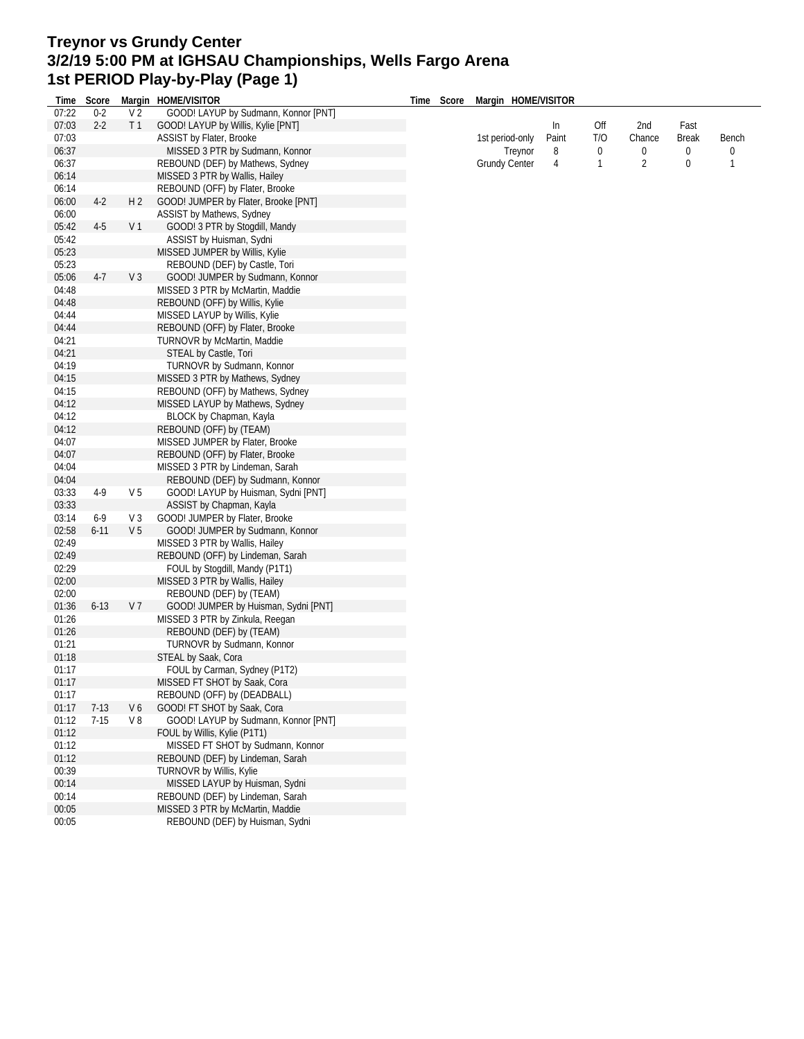# Treynor vs Grundy Center
# 3/2/19 5:00 PM at IGHSAU Championships, Wells Fargo Arena
# 1st PERIOD Play-by-Play (Page 1)

| Time | Score | Margin | HOME/VISITOR |
|---|---|---|---|
| 07:22 | 0-2 | V 2 | GOOD! LAYUP by Sudmann, Konnor [PNT] |
| 07:03 | 2-2 | T 1 | GOOD! LAYUP by Willis, Kylie [PNT] |
| 07:03 | | | ASSIST by Flater, Brooke |
| 06:37 | | | MISSED 3 PTR by Sudmann, Konnor |
| 06:37 | | | REBOUND (DEF) by Mathews, Sydney |
| 06:14 | | | MISSED 3 PTR by Wallis, Hailey |
| 06:14 | | | REBOUND (OFF) by Flater, Brooke |
| 06:00 | 4-2 | H 2 | GOOD! JUMPER by Flater, Brooke [PNT] |
| 06:00 | | | ASSIST by Mathews, Sydney |
| 05:42 | 4-5 | V 1 | GOOD! 3 PTR by Stogdill, Mandy |
| 05:42 | | | ASSIST by Huisman, Sydni |
| 05:23 | | | MISSED JUMPER by Willis, Kylie |
| 05:23 | | | REBOUND (DEF) by Castle, Tori |
| 05:06 | 4-7 | V 3 | GOOD! JUMPER by Sudmann, Konnor |
| 04:48 | | | MISSED 3 PTR by McMartin, Maddie |
| 04:48 | | | REBOUND (OFF) by Willis, Kylie |
| 04:44 | | | MISSED LAYUP by Willis, Kylie |
| 04:44 | | | REBOUND (OFF) by Flater, Brooke |
| 04:21 | | | TURNOVR by McMartin, Maddie |
| 04:21 | | | STEAL by Castle, Tori |
| 04:19 | | | TURNOVR by Sudmann, Konnor |
| 04:15 | | | MISSED 3 PTR by Mathews, Sydney |
| 04:15 | | | REBOUND (OFF) by Mathews, Sydney |
| 04:12 | | | MISSED LAYUP by Mathews, Sydney |
| 04:12 | | | BLOCK by Chapman, Kayla |
| 04:12 | | | REBOUND (OFF) by (TEAM) |
| 04:07 | | | MISSED JUMPER by Flater, Brooke |
| 04:07 | | | REBOUND (OFF) by Flater, Brooke |
| 04:04 | | | MISSED 3 PTR by Lindeman, Sarah |
| 04:04 | | | REBOUND (DEF) by Sudmann, Konnor |
| 03:33 | 4-9 | V 5 | GOOD! LAYUP by Huisman, Sydni [PNT] |
| 03:33 | | | ASSIST by Chapman, Kayla |
| 03:14 | 6-9 | V 3 | GOOD! JUMPER by Flater, Brooke |
| 02:58 | 6-11 | V 5 | GOOD! JUMPER by Sudmann, Konnor |
| 02:49 | | | MISSED 3 PTR by Wallis, Hailey |
| 02:49 | | | REBOUND (OFF) by Lindeman, Sarah |
| 02:29 | | | FOUL by Stogdill, Mandy (P1T1) |
| 02:00 | | | MISSED 3 PTR by Wallis, Hailey |
| 02:00 | | | REBOUND (DEF) by (TEAM) |
| 01:36 | 6-13 | V 7 | GOOD! JUMPER by Huisman, Sydni [PNT] |
| 01:26 | | | MISSED 3 PTR by Zinkula, Reegan |
| 01:26 | | | REBOUND (DEF) by (TEAM) |
| 01:21 | | | TURNOVR by Sudmann, Konnor |
| 01:18 | | | STEAL by Saak, Cora |
| 01:17 | | | FOUL by Carman, Sydney (P1T2) |
| 01:17 | | | MISSED FT SHOT by Saak, Cora |
| 01:17 | | | REBOUND (OFF) by (DEADBALL) |
| 01:17 | 7-13 | V 6 | GOOD! FT SHOT by Saak, Cora |
| 01:12 | 7-15 | V 8 | GOOD! LAYUP by Sudmann, Konnor [PNT] |
| 01:12 | | | FOUL by Willis, Kylie (P1T1) |
| 01:12 | | | MISSED FT SHOT by Sudmann, Konnor |
| 01:12 | | | REBOUND (DEF) by Lindeman, Sarah |
| 00:39 | | | TURNOVR by Willis, Kylie |
| 00:14 | | | MISSED LAYUP by Huisman, Sydni |
| 00:14 | | | REBOUND (DEF) by Lindeman, Sarah |
| 00:05 | | | MISSED 3 PTR by McMartin, Maddie |
| 00:05 | | | REBOUND (DEF) by Huisman, Sydni |

| 1st period-only | In Paint | Off T/O | 2nd Chance | Fast Break | Bench |
|---|---|---|---|---|---|
| Treynor | 8 | 0 | 0 | 0 | 0 |
| Grundy Center | 4 | 1 | 2 | 0 | 1 |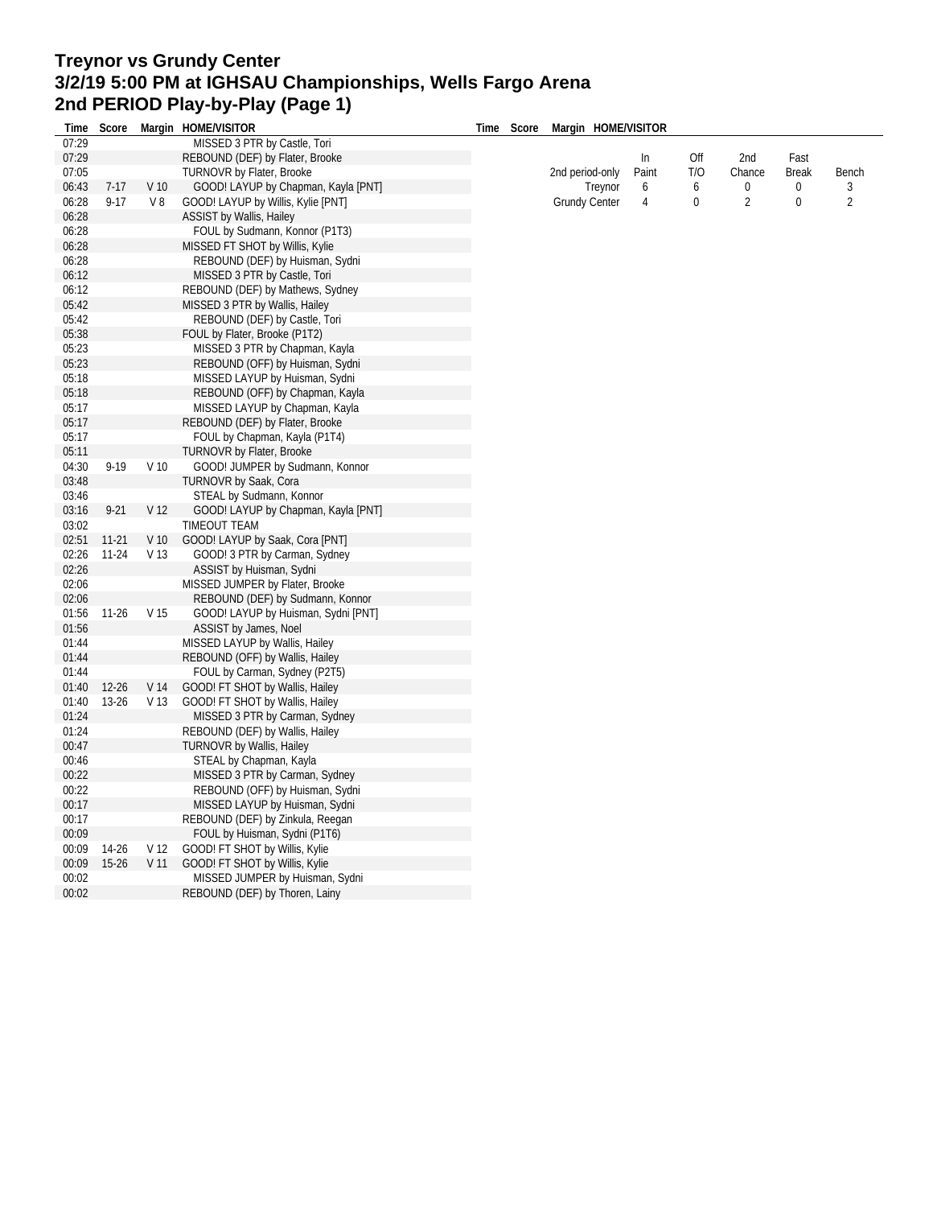# Treynor vs Grundy Center
# 3/2/19 5:00 PM at IGHSAU Championships, Wells Fargo Arena
# 2nd PERIOD Play-by-Play (Page 1)

| Time | Score | Margin | HOME/VISITOR |
|---|---|---|---|
| 07:29 | | | MISSED 3 PTR by Castle, Tori |
| 07:29 | | | REBOUND (DEF) by Flater, Brooke |
| 07:05 | | | TURNOVR by Flater, Brooke |
| 06:43 | 7-17 | V 10 | GOOD! LAYUP by Chapman, Kayla [PNT] |
| 06:28 | 9-17 | V 8 | GOOD! LAYUP by Willis, Kylie [PNT] |
| 06:28 | | | ASSIST by Wallis, Hailey |
| 06:28 | | | FOUL by Sudmann, Konnor (P1T3) |
| 06:28 | | | MISSED FT SHOT by Willis, Kylie |
| 06:28 | | | REBOUND (DEF) by Huisman, Sydni |
| 06:12 | | | MISSED 3 PTR by Castle, Tori |
| 06:12 | | | REBOUND (DEF) by Mathews, Sydney |
| 05:42 | | | MISSED 3 PTR by Wallis, Hailey |
| 05:42 | | | REBOUND (DEF) by Castle, Tori |
| 05:38 | | | FOUL by Flater, Brooke (P1T2) |
| 05:23 | | | MISSED 3 PTR by Chapman, Kayla |
| 05:23 | | | REBOUND (OFF) by Huisman, Sydni |
| 05:18 | | | MISSED LAYUP by Huisman, Sydni |
| 05:18 | | | REBOUND (OFF) by Chapman, Kayla |
| 05:17 | | | MISSED LAYUP by Chapman, Kayla |
| 05:17 | | | REBOUND (DEF) by Flater, Brooke |
| 05:17 | | | FOUL by Chapman, Kayla (P1T4) |
| 05:11 | | | TURNOVR by Flater, Brooke |
| 04:30 | 9-19 | V 10 | GOOD! JUMPER by Sudmann, Konnor |
| 03:48 | | | TURNOVR by Saak, Cora |
| 03:46 | | | STEAL by Sudmann, Konnor |
| 03:16 | 9-21 | V 12 | GOOD! LAYUP by Chapman, Kayla [PNT] |
| 03:02 | | | TIMEOUT TEAM |
| 02:51 | 11-21 | V 10 | GOOD! LAYUP by Saak, Cora [PNT] |
| 02:26 | 11-24 | V 13 | GOOD! 3 PTR by Carman, Sydney |
| 02:26 | | | ASSIST by Huisman, Sydni |
| 02:06 | | | MISSED JUMPER by Flater, Brooke |
| 02:06 | | | REBOUND (DEF) by Sudmann, Konnor |
| 01:56 | 11-26 | V 15 | GOOD! LAYUP by Huisman, Sydni [PNT] |
| 01:56 | | | ASSIST by James, Noel |
| 01:44 | | | MISSED LAYUP by Wallis, Hailey |
| 01:44 | | | REBOUND (OFF) by Wallis, Hailey |
| 01:44 | | | FOUL by Carman, Sydney (P2T5) |
| 01:40 | 12-26 | V 14 | GOOD! FT SHOT by Wallis, Hailey |
| 01:40 | 13-26 | V 13 | GOOD! FT SHOT by Wallis, Hailey |
| 01:24 | | | MISSED 3 PTR by Carman, Sydney |
| 01:24 | | | REBOUND (DEF) by Wallis, Hailey |
| 00:47 | | | TURNOVR by Wallis, Hailey |
| 00:46 | | | STEAL by Chapman, Kayla |
| 00:22 | | | MISSED 3 PTR by Carman, Sydney |
| 00:22 | | | REBOUND (OFF) by Huisman, Sydni |
| 00:17 | | | MISSED LAYUP by Huisman, Sydni |
| 00:17 | | | REBOUND (DEF) by Zinkula, Reegan |
| 00:09 | | | FOUL by Huisman, Sydni (P1T6) |
| 00:09 | 14-26 | V 12 | GOOD! FT SHOT by Willis, Kylie |
| 00:09 | 15-26 | V 11 | GOOD! FT SHOT by Willis, Kylie |
| 00:02 | | | MISSED JUMPER by Huisman, Sydni |
| 00:02 | | | REBOUND (DEF) by Thoren, Lainy |

| 2nd period-only | In Paint | Off T/O | 2nd Chance | Fast Break | Bench |
|---|---|---|---|---|---|
| Treynor | 6 | 6 | 0 | 0 | 3 |
| Grundy Center | 4 | 0 | 2 | 0 | 2 |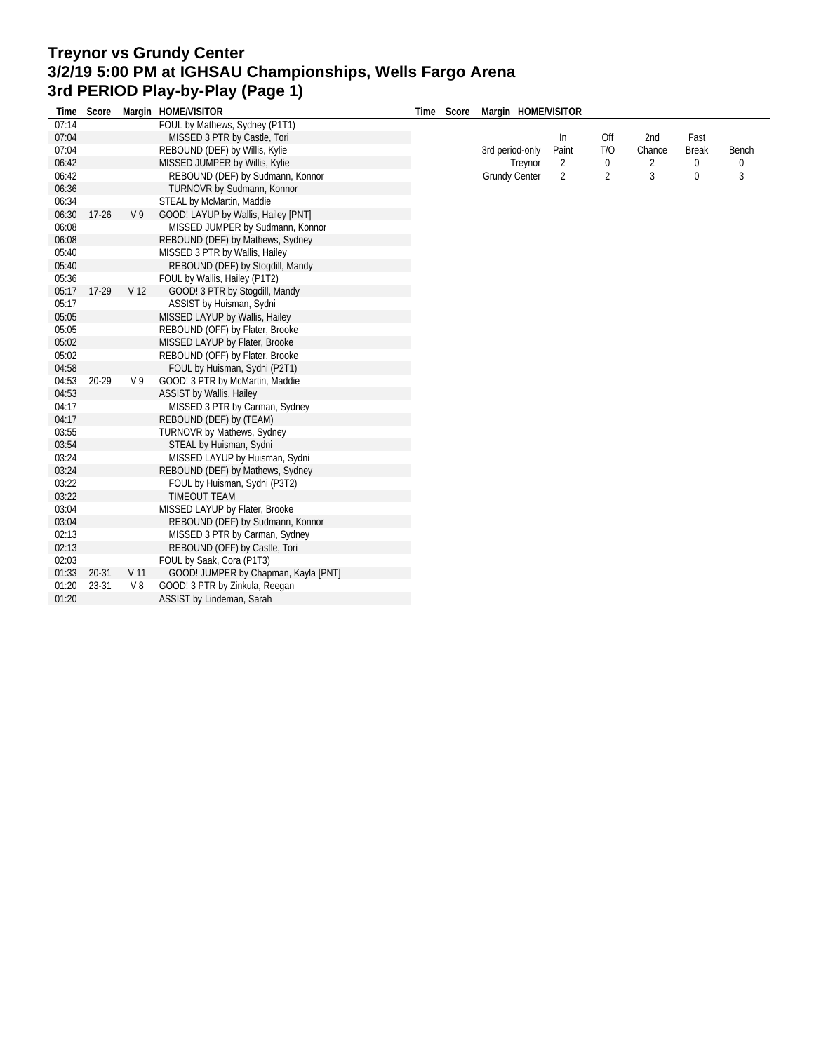# Treynor vs Grundy Center
## 3/2/19 5:00 PM at IGHSAU Championships, Wells Fargo Arena
## 3rd PERIOD Play-by-Play (Page 1)

| Time | Score | Margin | HOME/VISITOR |
|---|---|---|---|
| 07:14 | | | FOUL by Mathews, Sydney (P1T1) |
| 07:04 | | | MISSED 3 PTR by Castle, Tori |
| 07:04 | | | REBOUND (DEF) by Willis, Kylie |
| 06:42 | | | MISSED JUMPER by Willis, Kylie |
| 06:42 | | | REBOUND (DEF) by Sudmann, Konnor |
| 06:36 | | | TURNOVR by Sudmann, Konnor |
| 06:34 | | | STEAL by McMartin, Maddie |
| 06:30 | 17-26 | V 9 | GOOD! LAYUP by Wallis, Hailey [PNT] |
| 06:08 | | | MISSED JUMPER by Sudmann, Konnor |
| 06:08 | | | REBOUND (DEF) by Mathews, Sydney |
| 05:40 | | | MISSED 3 PTR by Wallis, Hailey |
| 05:40 | | | REBOUND (DEF) by Stogdill, Mandy |
| 05:36 | | | FOUL by Wallis, Hailey (P1T2) |
| 05:17 | 17-29 | V 12 | GOOD! 3 PTR by Stogdill, Mandy |
| 05:17 | | | ASSIST by Huisman, Sydni |
| 05:05 | | | MISSED LAYUP by Wallis, Hailey |
| 05:05 | | | REBOUND (OFF) by Flater, Brooke |
| 05:02 | | | MISSED LAYUP by Flater, Brooke |
| 05:02 | | | REBOUND (OFF) by Flater, Brooke |
| 04:58 | | | FOUL by Huisman, Sydni (P2T1) |
| 04:53 | 20-29 | V 9 | GOOD! 3 PTR by McMartin, Maddie |
| 04:53 | | | ASSIST by Wallis, Hailey |
| 04:17 | | | MISSED 3 PTR by Carman, Sydney |
| 04:17 | | | REBOUND (DEF) by (TEAM) |
| 03:55 | | | TURNOVR by Mathews, Sydney |
| 03:54 | | | STEAL by Huisman, Sydni |
| 03:24 | | | MISSED LAYUP by Huisman, Sydni |
| 03:24 | | | REBOUND (DEF) by Mathews, Sydney |
| 03:22 | | | FOUL by Huisman, Sydni (P3T2) |
| 03:22 | | | TIMEOUT TEAM |
| 03:04 | | | MISSED LAYUP by Flater, Brooke |
| 03:04 | | | REBOUND (DEF) by Sudmann, Konnor |
| 02:13 | | | MISSED 3 PTR by Carman, Sydney |
| 02:13 | | | REBOUND (OFF) by Castle, Tori |
| 02:03 | | | FOUL by Saak, Cora (P1T3) |
| 01:33 | 20-31 | V 11 | GOOD! JUMPER by Chapman, Kayla [PNT] |
| 01:20 | 23-31 | V 8 | GOOD! 3 PTR by Zinkula, Reegan |
| 01:20 | | | ASSIST by Lindeman, Sarah |

| 3rd period-only | In Paint | Off T/O | 2nd Chance | Fast Break | Bench |
|---|---|---|---|---|---|
| Treynor | 2 | 0 | 2 | 0 | 0 |
| Grundy Center | 2 | 2 | 3 | 0 | 3 |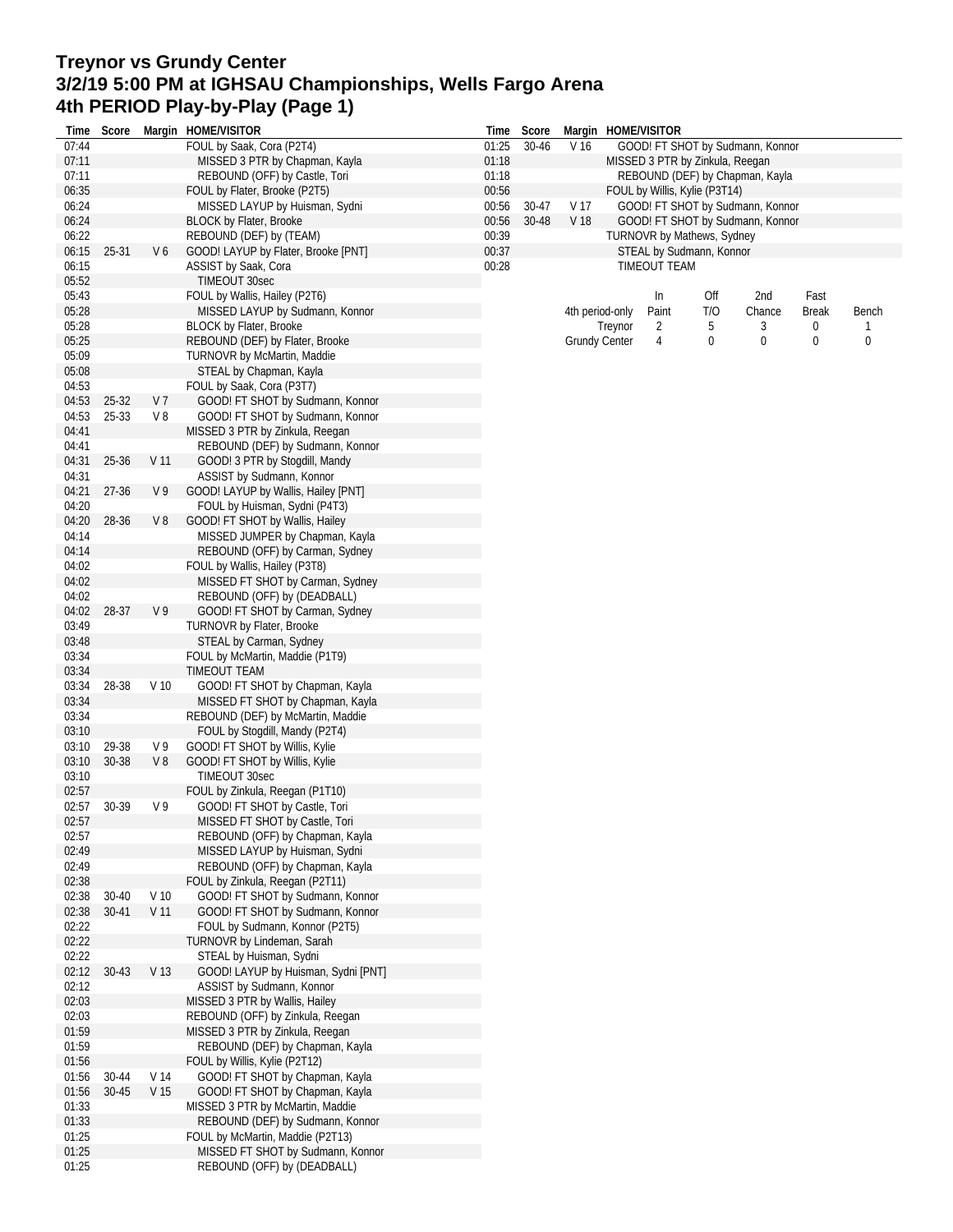# Treynor vs Grundy Center
# 3/2/19 5:00 PM at IGHSAU Championships, Wells Fargo Arena
# 4th PERIOD Play-by-Play (Page 1)

| Time | Score | Margin | HOME/VISITOR |
|---|---|---|---|
| 07:44 | | | FOUL by Saak, Cora (P2T4) |
| 07:11 | | | MISSED 3 PTR by Chapman, Kayla |
| 07:11 | | | REBOUND (OFF) by Castle, Tori |
| 06:35 | | | FOUL by Flater, Brooke (P2T5) |
| 06:24 | | | MISSED LAYUP by Huisman, Sydni |
| 06:24 | | | BLOCK by Flater, Brooke |
| 06:22 | | | REBOUND (DEF) by (TEAM) |
| 06:15 | 25-31 | V 6 | GOOD! LAYUP by Flater, Brooke [PNT] |
| 06:15 | | | ASSIST by Saak, Cora |
| 05:52 | | | TIMEOUT 30sec |
| 05:43 | | | FOUL by Wallis, Hailey (P2T6) |
| 05:28 | | | MISSED LAYUP by Sudmann, Konnor |
| 05:28 | | | BLOCK by Flater, Brooke |
| 05:25 | | | REBOUND (DEF) by Flater, Brooke |
| 05:09 | | | TURNOVR by McMartin, Maddie |
| 05:08 | | | STEAL by Chapman, Kayla |
| 04:53 | | | FOUL by Saak, Cora (P3T7) |
| 04:53 | 25-32 | V 7 | GOOD! FT SHOT by Sudmann, Konnor |
| 04:53 | 25-33 | V 8 | GOOD! FT SHOT by Sudmann, Konnor |
| 04:41 | | | MISSED 3 PTR by Zinkula, Reegan |
| 04:41 | | | REBOUND (DEF) by Sudmann, Konnor |
| 04:31 | 25-36 | V 11 | GOOD! 3 PTR by Stogdill, Mandy |
| 04:31 | | | ASSIST by Sudmann, Konnor |
| 04:21 | 27-36 | V 9 | GOOD! LAYUP by Wallis, Hailey [PNT] |
| 04:20 | | | FOUL by Huisman, Sydni (P4T3) |
| 04:20 | 28-36 | V 8 | GOOD! FT SHOT by Wallis, Hailey |
| 04:14 | | | MISSED JUMPER by Chapman, Kayla |
| 04:14 | | | REBOUND (OFF) by Carman, Sydney |
| 04:02 | | | FOUL by Wallis, Hailey (P3T8) |
| 04:02 | | | MISSED FT SHOT by Carman, Sydney |
| 04:02 | | | REBOUND (OFF) by (DEADBALL) |
| 04:02 | 28-37 | V 9 | GOOD! FT SHOT by Carman, Sydney |
| 03:49 | | | TURNOVR by Flater, Brooke |
| 03:48 | | | STEAL by Carman, Sydney |
| 03:34 | | | FOUL by McMartin, Maddie (P1T9) |
| 03:34 | | | TIMEOUT TEAM |
| 03:34 | 28-38 | V 10 | GOOD! FT SHOT by Chapman, Kayla |
| 03:34 | | | MISSED FT SHOT by Chapman, Kayla |
| 03:34 | | | REBOUND (DEF) by McMartin, Maddie |
| 03:10 | | | FOUL by Stogdill, Mandy (P2T4) |
| 03:10 | 29-38 | V 9 | GOOD! FT SHOT by Willis, Kylie |
| 03:10 | 30-38 | V 8 | GOOD! FT SHOT by Willis, Kylie |
| 03:10 | | | TIMEOUT 30sec |
| 02:57 | | | FOUL by Zinkula, Reegan (P1T10) |
| 02:57 | 30-39 | V 9 | GOOD! FT SHOT by Castle, Tori |
| 02:57 | | | MISSED FT SHOT by Castle, Tori |
| 02:57 | | | REBOUND (OFF) by Chapman, Kayla |
| 02:49 | | | MISSED LAYUP by Huisman, Sydni |
| 02:49 | | | REBOUND (OFF) by Chapman, Kayla |
| 02:38 | | | FOUL by Zinkula, Reegan (P2T11) |
| 02:38 | 30-40 | V 10 | GOOD! FT SHOT by Sudmann, Konnor |
| 02:38 | 30-41 | V 11 | GOOD! FT SHOT by Sudmann, Konnor |
| 02:22 | | | FOUL by Sudmann, Konnor (P2T5) |
| 02:22 | | | TURNOVR by Lindeman, Sarah |
| 02:22 | | | STEAL by Huisman, Sydni |
| 02:12 | 30-43 | V 13 | GOOD! LAYUP by Huisman, Sydni [PNT] |
| 02:12 | | | ASSIST by Sudmann, Konnor |
| 02:03 | | | MISSED 3 PTR by Wallis, Hailey |
| 02:03 | | | REBOUND (OFF) by Zinkula, Reegan |
| 01:59 | | | MISSED 3 PTR by Zinkula, Reegan |
| 01:59 | | | REBOUND (DEF) by Chapman, Kayla |
| 01:56 | | | FOUL by Willis, Kylie (P2T12) |
| 01:56 | 30-44 | V 14 | GOOD! FT SHOT by Chapman, Kayla |
| 01:56 | 30-45 | V 15 | GOOD! FT SHOT by Chapman, Kayla |
| 01:33 | | | MISSED 3 PTR by McMartin, Maddie |
| 01:33 | | | REBOUND (DEF) by Sudmann, Konnor |
| 01:25 | | | FOUL by McMartin, Maddie (P2T13) |
| 01:25 | | | MISSED FT SHOT by Sudmann, Konnor |
| 01:25 | | | REBOUND (OFF) by (DEADBALL) |
| 01:25 | 30-46 | V 16 | GOOD! FT SHOT by Sudmann, Konnor |
| 01:18 | | | MISSED 3 PTR by Zinkula, Reegan |
| 01:18 | | | REBOUND (DEF) by Chapman, Kayla |
| 00:56 | | | FOUL by Willis, Kylie (P3T14) |
| 00:56 | 30-47 | V 17 | GOOD! FT SHOT by Sudmann, Konnor |
| 00:56 | 30-48 | V 18 | GOOD! FT SHOT by Sudmann, Konnor |
| 00:39 | | | TURNOVR by Mathews, Sydney |
| 00:37 | | | STEAL by Sudmann, Konnor |
| 00:28 | | | TIMEOUT TEAM |

| 4th period-only | In Paint | Off T/O | 2nd Chance | Fast Break | Bench |
|---|---|---|---|---|---|
| Treynor | 2 | 5 | 3 | 0 | 1 |
| Grundy Center | 4 | 0 | 0 | 0 | 0 |